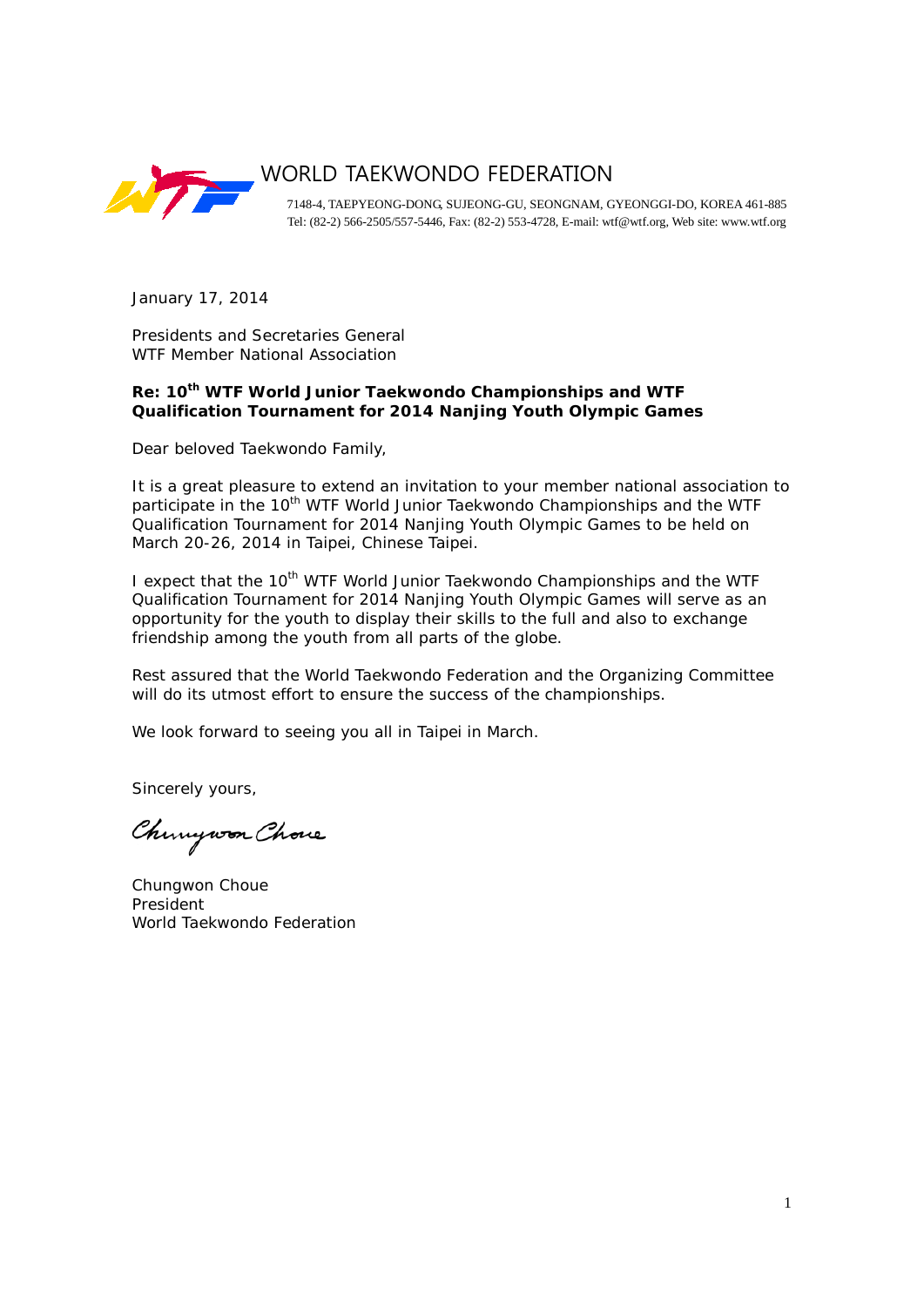# WORLD TAEKWONDO FEDERATION

7148-4, TAEPYEONG-DONG, SUJEONG-GU, SEONGNAM, GYEONGGI-DO, KOREA 461-885
Tel: (82-2) 566-2505/557-5446, Fax: (82-2) 553-4728, E-mail: wtf@wtf.org, Web site: www.wtf.org

January 17, 2014

Presidents and Secretaries General
WTF Member National Association

**Re: 10th WTF World Junior Taekwondo Championships and WTF Qualification Tournament for 2014 Nanjing Youth Olympic Games**

Dear beloved Taekwondo Family,

It is a great pleasure to extend an invitation to your member national association to participate in the 10th WTF World Junior Taekwondo Championships and the WTF Qualification Tournament for 2014 Nanjing Youth Olympic Games to be held on March 20-26, 2014 in Taipei, Chinese Taipei.

I expect that the 10th WTF World Junior Taekwondo Championships and the WTF Qualification Tournament for 2014 Nanjing Youth Olympic Games will serve as an opportunity for the youth to display their skills to the full and also to exchange friendship among the youth from all parts of the globe.

Rest assured that the World Taekwondo Federation and the Organizing Committee will do its utmost effort to ensure the success of the championships.

We look forward to seeing you all in Taipei in March.

Sincerely yours,

Chungwon Choue

Chungwon Choue
President
World Taekwondo Federation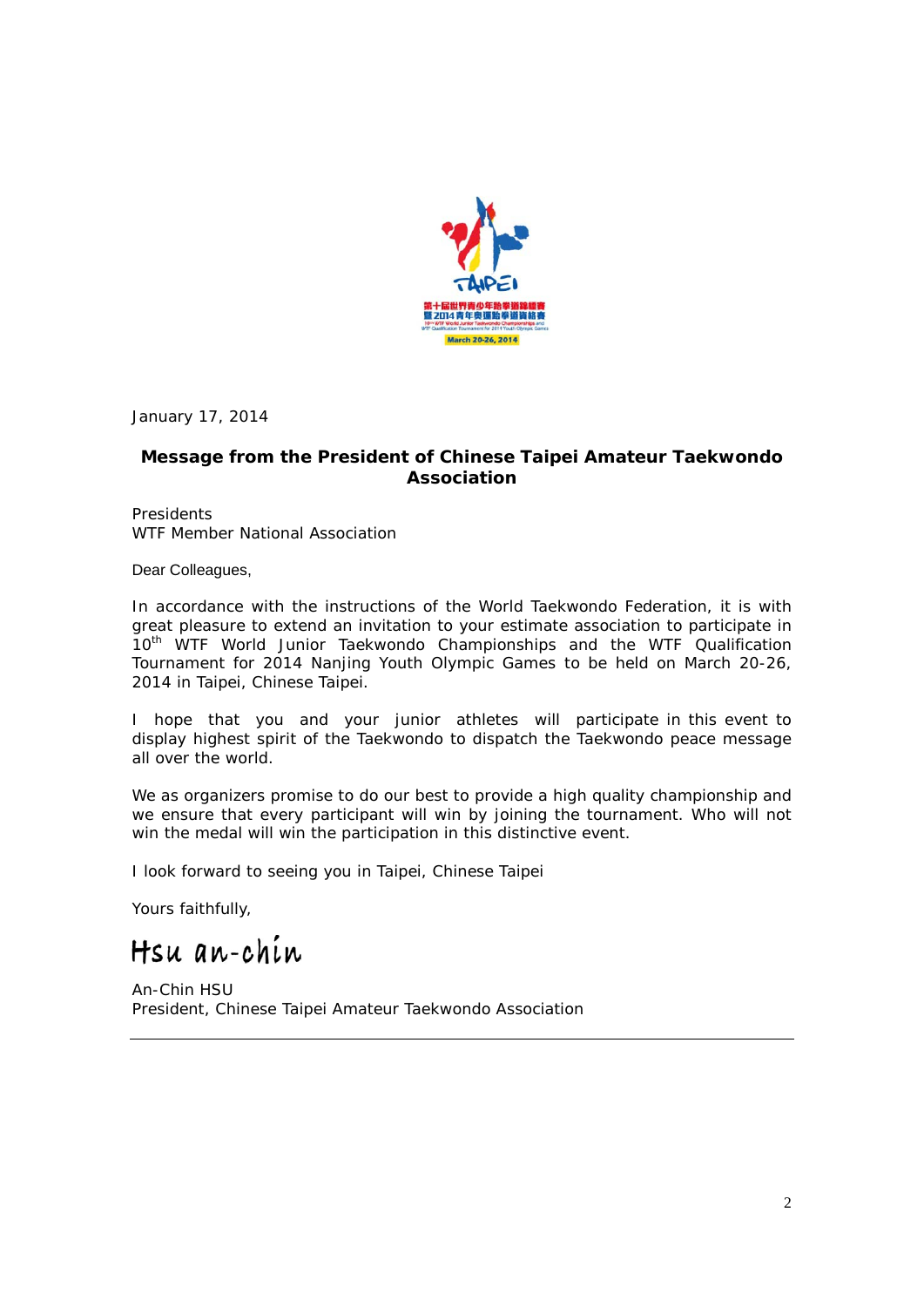January 17, 2014

**Message from the President of Chinese Taipei Amateur Taekwondo Association**

Presidents
WTF Member National Association

Dear Colleagues,

In accordance with the instructions of the World Taekwondo Federation, it is with great pleasure to extend an invitation to your estimate association to participate in 10th WTF World Junior Taekwondo Championships and the WTF Qualification Tournament for 2014 Nanjing Youth Olympic Games to be held on March 20-26, 2014 in Taipei, Chinese Taipei.

I hope that you and your junior athletes will participate in this event to display highest spirit of the Taekwondo to dispatch the Taekwondo peace message all over the world.

We as organizers promise to do our best to provide a high quality championship and we ensure that every participant will win by joining the tournament. Who will not win the medal will win the participation in this distinctive event.

I look forward to seeing you in Taipei, Chinese Taipei

Yours faithfully,

Hsu an-chin

An-Chin HSU
President, Chinese Taipei Amateur Taekwondo Association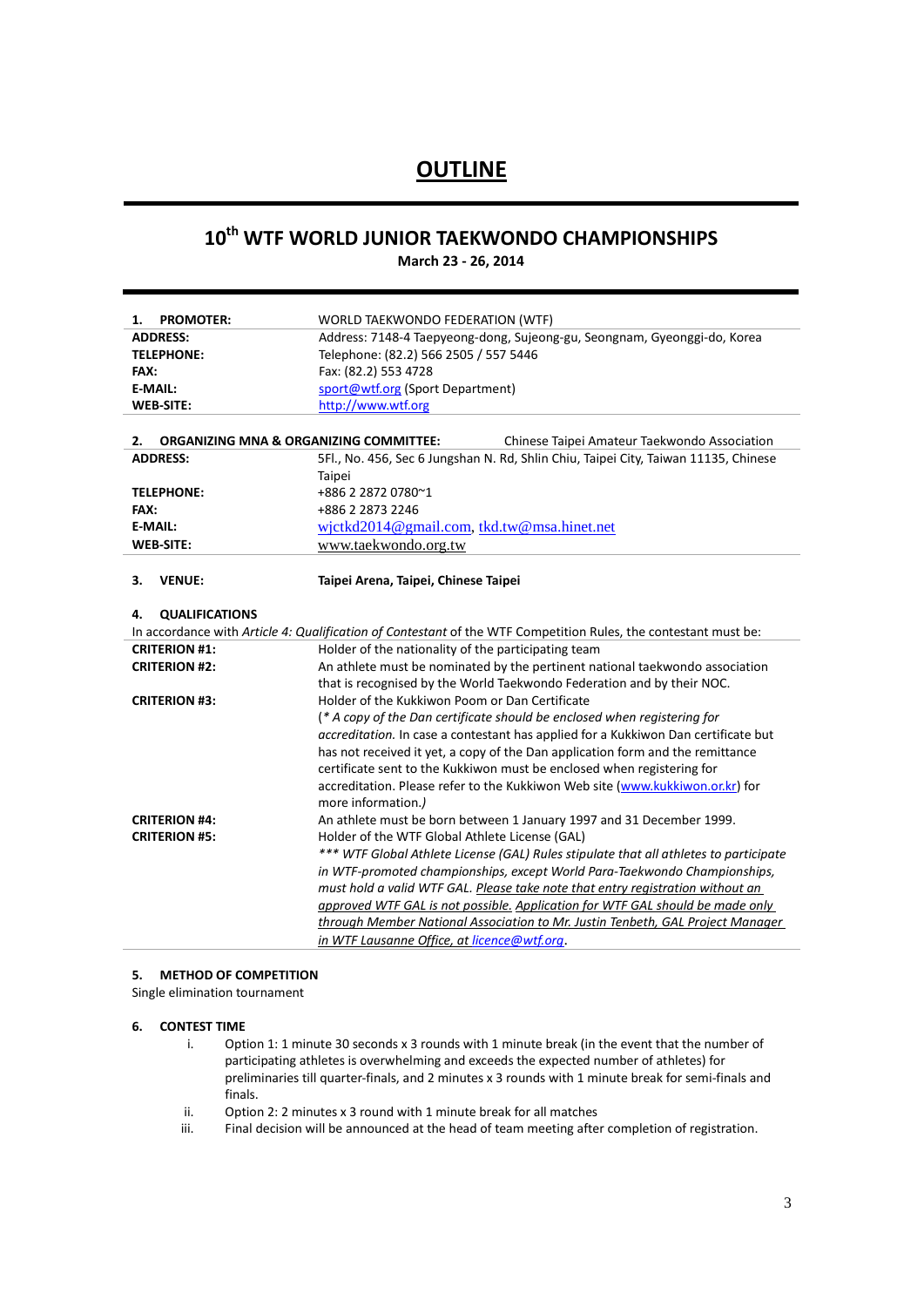# OUTLINE

## 10th WTF WORLD JUNIOR TAEKWONDO CHAMPIONSHIPS

**March 23 - 26, 2014**

| **1. PROMOTER:** | WORLD TAEKWONDO FEDERATION (WTF) |
|---|---|
| **ADDRESS:** | Address: 7148-4 Taepyeong-dong, Sujeong-gu, Seongnam, Gyeonggi-do, Korea |
| **TELEPHONE:** | Telephone: (82.2) 566 2505 / 557 5446 |
| **FAX:** | Fax: (82.2) 553 4728 |
| **E-MAIL:** | sport@wtf.org (Sport Department) |
| **WEB-SITE:** | http://www.wtf.org |

| **2. ORGANIZING MNA & ORGANIZING COMMITTEE:** | Chinese Taipei Amateur Taekwondo Association |
|---|---|
| **ADDRESS:** | 5Fl., No. 456, Sec 6 Jungshan N. Rd, Shlin Chiu, Taipei City, Taiwan 11135, Chinese Taipei |
| **TELEPHONE:** | +886 2 2872 0780~1 |
| **FAX:** | +886 2 2873 2246 |
| **E-MAIL:** | wjctkd2014@gmail.com, tkd.tw@msa.hinet.net |
| **WEB-SITE:** | www.taekwondo.org.tw |

**3. VENUE:** **Taipei Arena, Taipei, Chinese Taipei**

### 4. QUALIFICATIONS

In accordance with *Article 4: Qualification of Contestant* of the WTF Competition Rules, the contestant must be:

| | |
|---|---|
| **CRITERION #1:** | Holder of the nationality of the participating team |
| **CRITERION #2:** | An athlete must be nominated by the pertinent national taekwondo association that is recognised by the World Taekwondo Federation and by their NOC. |
| **CRITERION #3:** | Holder of the Kukkiwon Poom or Dan Certificate<br>(*\* A copy of the Dan certificate should be enclosed when registering for accreditation.* In case a contestant has applied for a Kukkiwon Dan certificate but has not received it yet, a copy of the Dan application form and the remittance certificate sent to the Kukkiwon must be enclosed when registering for accreditation. Please refer to the Kukkiwon Web site (www.kukkiwon.or.kr) for more information.*)* |
| **CRITERION #4:** | An athlete must be born between 1 January 1997 and 31 December 1999. |
| **CRITERION #5:** | Holder of the WTF Global Athlete License (GAL)<br>*\*\*\* WTF Global Athlete License (GAL) Rules stipulate that all athletes to participate in WTF-promoted championships, except World Para-Taekwondo Championships, must hold a valid WTF GAL. Please take note that entry registration without an approved WTF GAL is not possible. Application for WTF GAL should be made only through Member National Association to Mr. Justin Tenbeth, GAL Project Manager in WTF Lausanne Office, at licence@wtf.org.* |

### 5. METHOD OF COMPETITION

Single elimination tournament

### 6. CONTEST TIME

i. Option 1: 1 minute 30 seconds x 3 rounds with 1 minute break (in the event that the number of participating athletes is overwhelming and exceeds the expected number of athletes) for preliminaries till quarter-finals, and 2 minutes x 3 rounds with 1 minute break for semi-finals and finals.

ii. Option 2: 2 minutes x 3 round with 1 minute break for all matches

iii. Final decision will be announced at the head of team meeting after completion of registration.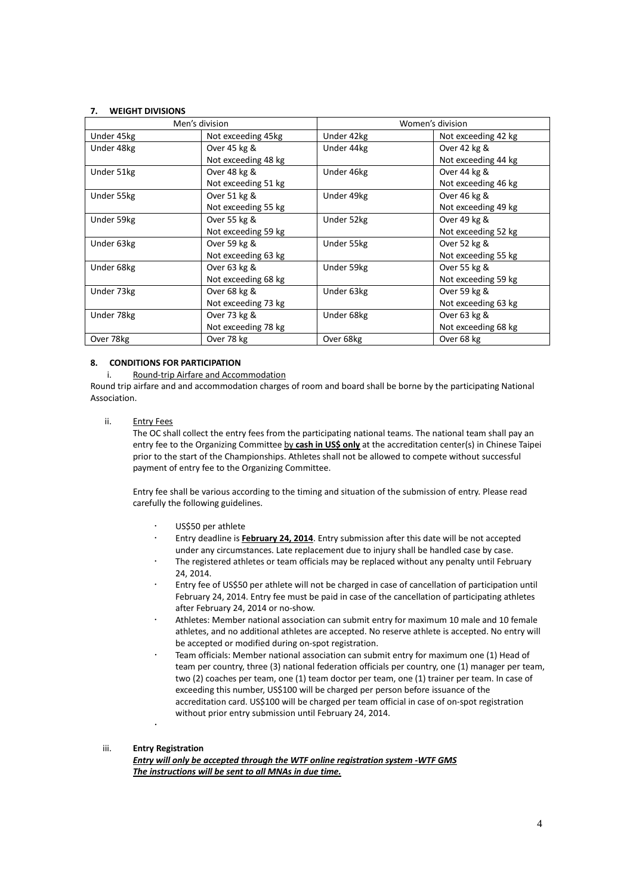## 7. WEIGHT DIVISIONS

| Men's division | | Women's division | |
|---|---|---|---|
| Under 45kg | Not exceeding 45kg | Under 42kg | Not exceeding 42 kg |
| Under 48kg | Over 45 kg & Not exceeding 48 kg | Under 44kg | Over 42 kg & Not exceeding 44 kg |
| Under 51kg | Over 48 kg & Not exceeding 51 kg | Under 46kg | Over 44 kg & Not exceeding 46 kg |
| Under 55kg | Over 51 kg & Not exceeding 55 kg | Under 49kg | Over 46 kg & Not exceeding 49 kg |
| Under 59kg | Over 55 kg & Not exceeding 59 kg | Under 52kg | Over 49 kg & Not exceeding 52 kg |
| Under 63kg | Over 59 kg & Not exceeding 63 kg | Under 55kg | Over 52 kg & Not exceeding 55 kg |
| Under 68kg | Over 63 kg & Not exceeding 68 kg | Under 59kg | Over 55 kg & Not exceeding 59 kg |
| Under 73kg | Over 68 kg & Not exceeding 73 kg | Under 63kg | Over 59 kg & Not exceeding 63 kg |
| Under 78kg | Over 73 kg & Not exceeding 78 kg | Under 68kg | Over 63 kg & Not exceeding 68 kg |
| Over 78kg | Over 78 kg | Over 68kg | Over 68 kg |

## 8. CONDITIONS FOR PARTICIPATION

i. Round-trip Airfare and Accommodation

Round trip airfare and and accommodation charges of room and board shall be borne by the participating National Association.

ii. Entry Fees

The OC shall collect the entry fees from the participating national teams. The national team shall pay an entry fee to the Organizing Committee by **cash in US$ only** at the accreditation center(s) in Chinese Taipei prior to the start of the Championships. Athletes shall not be allowed to compete without successful payment of entry fee to the Organizing Committee.

Entry fee shall be various according to the timing and situation of the submission of entry. Please read carefully the following guidelines.

- US$50 per athlete
- Entry deadline is **February 24, 2014**. Entry submission after this date will be not accepted under any circumstances. Late replacement due to injury shall be handled case by case.
- The registered athletes or team officials may be replaced without any penalty until February 24, 2014.
- Entry fee of US$50 per athlete will not be charged in case of cancellation of participation until February 24, 2014. Entry fee must be paid in case of the cancellation of participating athletes after February 24, 2014 or no-show.
- Athletes: Member national association can submit entry for maximum 10 male and 10 female athletes, and no additional athletes are accepted. No reserve athlete is accepted. No entry will be accepted or modified during on-spot registration.
- Team officials: Member national association can submit entry for maximum one (1) Head of team per country, three (3) national federation officials per country, one (1) manager per team, two (2) coaches per team, one (1) team doctor per team, one (1) trainer per team. In case of exceeding this number, US$100 will be charged per person before issuance of the accreditation card. US$100 will be charged per team official in case of on-spot registration without prior entry submission until February 24, 2014.

iii. **Entry Registration**

***Entry will only be accepted through the WTF online registration system -WTF GMS***
***The instructions will be sent to all MNAs in due time.***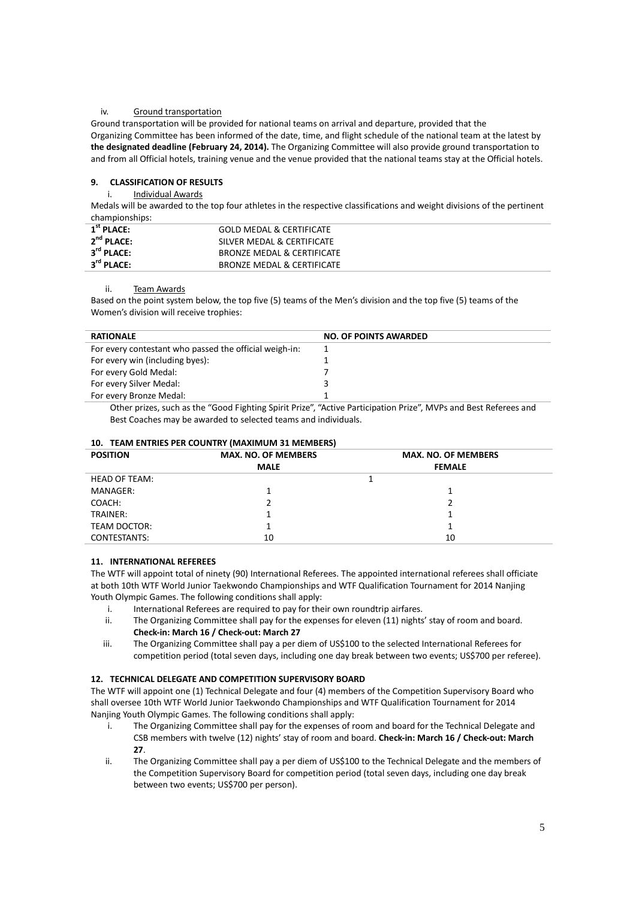iv. Ground transportation

Ground transportation will be provided for national teams on arrival and departure, provided that the Organizing Committee has been informed of the date, time, and flight schedule of the national team at the latest by **the designated deadline (February 24, 2014).** The Organizing Committee will also provide ground transportation to and from all Official hotels, training venue and the venue provided that the national teams stay at the Official hotels.

## 9. CLASSIFICATION OF RESULTS

i. Individual Awards

Medals will be awarded to the top four athletes in the respective classifications and weight divisions of the pertinent championships:

| | |
|---|---|
| **1st PLACE:** | GOLD MEDAL & CERTIFICATE |
| **2nd PLACE:** | SILVER MEDAL & CERTIFICATE |
| **3rd PLACE:** | BRONZE MEDAL & CERTIFICATE |
| **3rd PLACE:** | BRONZE MEDAL & CERTIFICATE |

ii. Team Awards

Based on the point system below, the top five (5) teams of the Men's division and the top five (5) teams of the Women's division will receive trophies:

| RATIONALE | NO. OF POINTS AWARDED |
|---|---|
| For every contestant who passed the official weigh-in: | 1 |
| For every win (including byes): | 1 |
| For every Gold Medal: | 7 |
| For every Silver Medal: | 3 |
| For every Bronze Medal: | 1 |

Other prizes, such as the "Good Fighting Spirit Prize", "Active Participation Prize", MVPs and Best Referees and Best Coaches may be awarded to selected teams and individuals.

## 10. TEAM ENTRIES PER COUNTRY (MAXIMUM 31 MEMBERS)

| POSITION | MAX. NO. OF MEMBERS MALE | MAX. NO. OF MEMBERS FEMALE |
|---|---|---|
| HEAD OF TEAM: | 1 | |
| MANAGER: | 1 | 1 |
| COACH: | 2 | 2 |
| TRAINER: | 1 | 1 |
| TEAM DOCTOR: | 1 | 1 |
| CONTESTANTS: | 10 | 10 |

## 11. INTERNATIONAL REFEREES

The WTF will appoint total of ninety (90) International Referees. The appointed international referees shall officiate at both 10th WTF World Junior Taekwondo Championships and WTF Qualification Tournament for 2014 Nanjing Youth Olympic Games. The following conditions shall apply:

i. International Referees are required to pay for their own roundtrip airfares.

ii. The Organizing Committee shall pay for the expenses for eleven (11) nights' stay of room and board. **Check-in: March 16 / Check-out: March 27**

iii. The Organizing Committee shall pay a per diem of US$100 to the selected International Referees for competition period (total seven days, including one day break between two events; US$700 per referee).

## 12. TECHNICAL DELEGATE AND COMPETITION SUPERVISORY BOARD

The WTF will appoint one (1) Technical Delegate and four (4) members of the Competition Supervisory Board who shall oversee 10th WTF World Junior Taekwondo Championships and WTF Qualification Tournament for 2014 Nanjing Youth Olympic Games. The following conditions shall apply:

i. The Organizing Committee shall pay for the expenses of room and board for the Technical Delegate and CSB members with twelve (12) nights' stay of room and board. **Check-in: March 16 / Check-out: March 27**.

ii. The Organizing Committee shall pay a per diem of US$100 to the Technical Delegate and the members of the Competition Supervisory Board for competition period (total seven days, including one day break between two events; US$700 per person).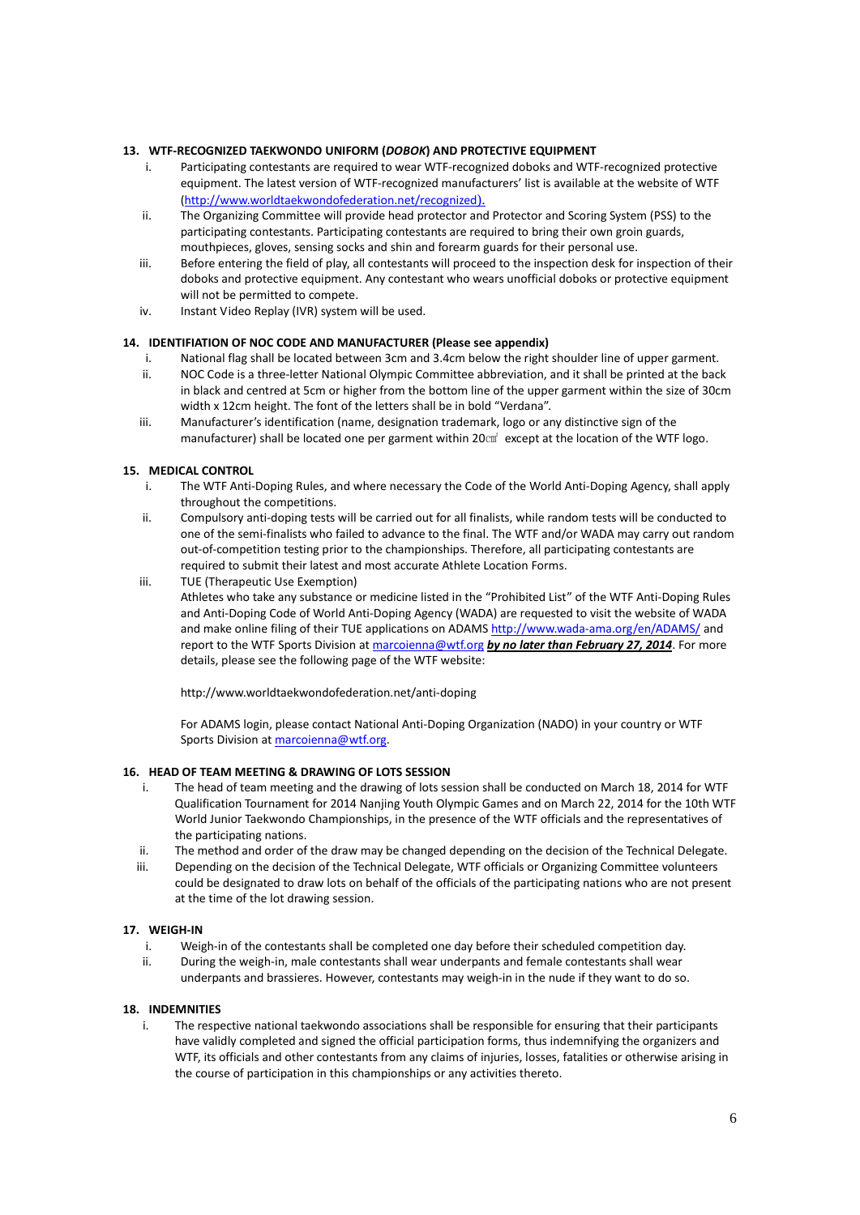**13. WTF-RECOGNIZED TAEKWONDO UNIFORM (*DOBOK*) AND PROTECTIVE EQUIPMENT**

i. Participating contestants are required to wear WTF-recognized doboks and WTF-recognized protective equipment. The latest version of WTF-recognized manufacturers' list is available at the website of WTF (http://www.worldtaekwondofederation.net/recognized).

ii. The Organizing Committee will provide head protector and Protector and Scoring System (PSS) to the participating contestants. Participating contestants are required to bring their own groin guards, mouthpieces, gloves, sensing socks and shin and forearm guards for their personal use.

iii. Before entering the field of play, all contestants will proceed to the inspection desk for inspection of their doboks and protective equipment. Any contestant who wears unofficial doboks or protective equipment will not be permitted to compete.

iv. Instant Video Replay (IVR) system will be used.

**14. IDENTIFIATION OF NOC CODE AND MANUFACTURER (Please see appendix)**

i. National flag shall be located between 3cm and 3.4cm below the right shoulder line of upper garment.

ii. NOC Code is a three-letter National Olympic Committee abbreviation, and it shall be printed at the back in black and centred at 5cm or higher from the bottom line of the upper garment within the size of 30cm width x 12cm height. The font of the letters shall be in bold "Verdana".

iii. Manufacturer's identification (name, designation trademark, logo or any distinctive sign of the manufacturer) shall be located one per garment within 20㎠ except at the location of the WTF logo.

**15. MEDICAL CONTROL**

i. The WTF Anti-Doping Rules, and where necessary the Code of the World Anti-Doping Agency, shall apply throughout the competitions.

ii. Compulsory anti-doping tests will be carried out for all finalists, while random tests will be conducted to one of the semi-finalists who failed to advance to the final. The WTF and/or WADA may carry out random out-of-competition testing prior to the championships. Therefore, all participating contestants are required to submit their latest and most accurate Athlete Location Forms.

iii. TUE (Therapeutic Use Exemption)

Athletes who take any substance or medicine listed in the "Prohibited List" of the WTF Anti-Doping Rules and Anti-Doping Code of World Anti-Doping Agency (WADA) are requested to visit the website of WADA and make online filing of their TUE applications on ADAMS http://www.wada-ama.org/en/ADAMS/ and report to the WTF Sports Division at marcoienna@wtf.org ***by no later than February 27, 2014***. For more details, please see the following page of the WTF website:

http://www.worldtaekwondofederation.net/anti-doping

For ADAMS login, please contact National Anti-Doping Organization (NADO) in your country or WTF Sports Division at marcoienna@wtf.org.

**16. HEAD OF TEAM MEETING & DRAWING OF LOTS SESSION**

i. The head of team meeting and the drawing of lots session shall be conducted on March 18, 2014 for WTF Qualification Tournament for 2014 Nanjing Youth Olympic Games and on March 22, 2014 for the 10th WTF World Junior Taekwondo Championships, in the presence of the WTF officials and the representatives of the participating nations.

ii. The method and order of the draw may be changed depending on the decision of the Technical Delegate.

iii. Depending on the decision of the Technical Delegate, WTF officials or Organizing Committee volunteers could be designated to draw lots on behalf of the officials of the participating nations who are not present at the time of the lot drawing session.

**17. WEIGH-IN**

i. Weigh-in of the contestants shall be completed one day before their scheduled competition day.

ii. During the weigh-in, male contestants shall wear underpants and female contestants shall wear underpants and brassieres. However, contestants may weigh-in in the nude if they want to do so.

**18. INDEMNITIES**

i. The respective national taekwondo associations shall be responsible for ensuring that their participants have validly completed and signed the official participation forms, thus indemnifying the organizers and WTF, its officials and other contestants from any claims of injuries, losses, fatalities or otherwise arising in the course of participation in this championships or any activities thereto.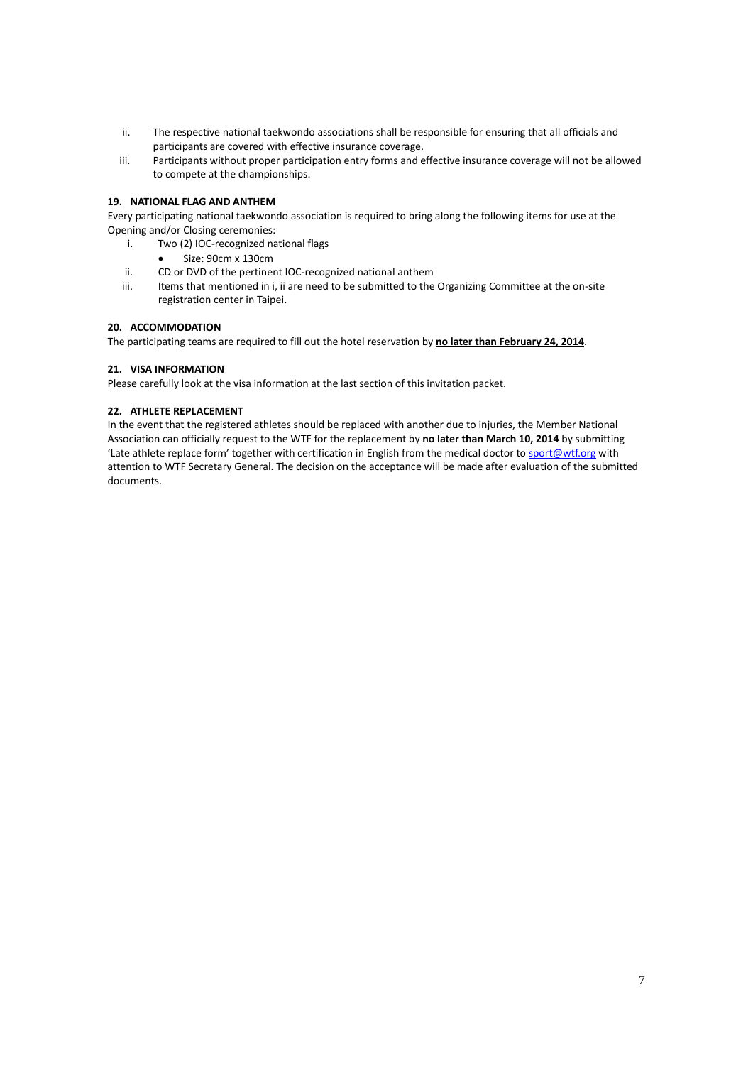ii. The respective national taekwondo associations shall be responsible for ensuring that all officials and participants are covered with effective insurance coverage.

iii. Participants without proper participation entry forms and effective insurance coverage will not be allowed to compete at the championships.

### 19. NATIONAL FLAG AND ANTHEM

Every participating national taekwondo association is required to bring along the following items for use at the Opening and/or Closing ceremonies:

i. Two (2) IOC-recognized national flags
   - Size: 90cm x 130cm

ii. CD or DVD of the pertinent IOC-recognized national anthem

iii. Items that mentioned in i, ii are need to be submitted to the Organizing Committee at the on-site registration center in Taipei.

### 20. ACCOMMODATION

The participating teams are required to fill out the hotel reservation by **no later than February 24, 2014**.

### 21. VISA INFORMATION

Please carefully look at the visa information at the last section of this invitation packet.

### 22. ATHLETE REPLACEMENT

In the event that the registered athletes should be replaced with another due to injuries, the Member National Association can officially request to the WTF for the replacement by **no later than March 10, 2014** by submitting 'Late athlete replace form' together with certification in English from the medical doctor to sport@wtf.org with attention to WTF Secretary General. The decision on the acceptance will be made after evaluation of the submitted documents.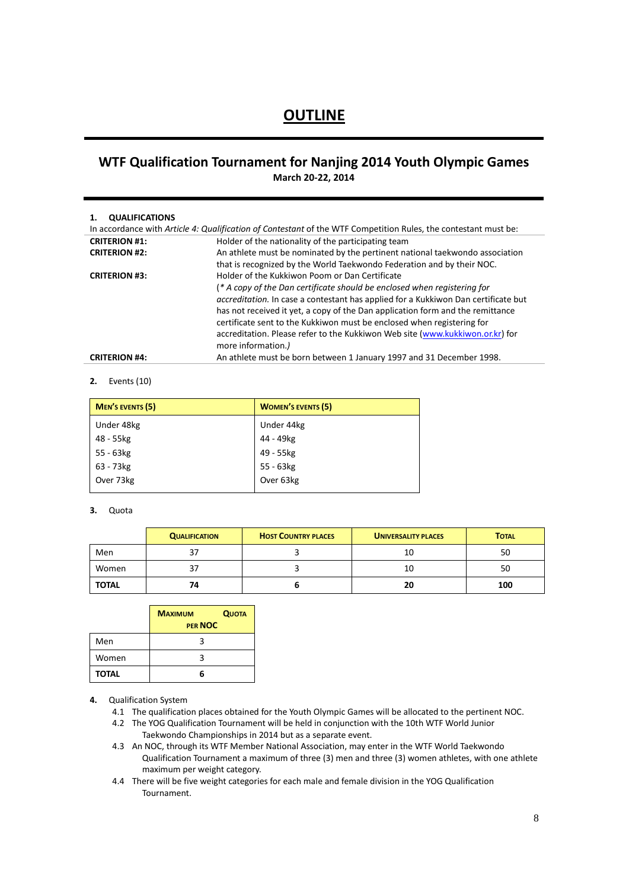# OUTLINE

## WTF Qualification Tournament for Nanjing 2014 Youth Olympic Games

**March 20-22, 2014**

**1. QUALIFICATIONS**

In accordance with *Article 4: Qualification of Contestant* of the WTF Competition Rules, the contestant must be:

| | |
|---|---|
| **CRITERION #1:** | Holder of the nationality of the participating team |
| **CRITERION #2:** | An athlete must be nominated by the pertinent national taekwondo association that is recognized by the World Taekwondo Federation and by their NOC. |
| **CRITERION #3:** | Holder of the Kukkiwon Poom or Dan Certificate (*\* A copy of the Dan certificate should be enclosed when registering for accreditation.* In case a contestant has applied for a Kukkiwon Dan certificate but has not received it yet, a copy of the Dan application form and the remittance certificate sent to the Kukkiwon must be enclosed when registering for accreditation. Please refer to the Kukkiwon Web site (www.kukkiwon.or.kr) for more information.*)* |
| **CRITERION #4:** | An athlete must be born between 1 January 1997 and 31 December 1998. |

**2.** Events (10)

| **MEN'S EVENTS (5)** | **WOMEN'S EVENTS (5)** |
|---|---|
| Under 48kg | Under 44kg |
| 48 - 55kg | 44 - 49kg |
| 55 - 63kg | 49 - 55kg |
| 63 - 73kg | 55 - 63kg |
| Over 73kg | Over 63kg |

**3.** Quota

| | **QUALIFICATION** | **HOST COUNTRY PLACES** | **UNIVERSALITY PLACES** | **TOTAL** |
|---|---|---|---|---|
| Men | 37 | 3 | 10 | 50 |
| Women | 37 | 3 | 10 | 50 |
| **TOTAL** | **74** | **6** | **20** | **100** |

| | **MAXIMUM QUOTA PER NOC** |
|---|---|
| Men | 3 |
| Women | 3 |
| **TOTAL** | **6** |

**4.** Qualification System

- 4.1 The qualification places obtained for the Youth Olympic Games will be allocated to the pertinent NOC.
- 4.2 The YOG Qualification Tournament will be held in conjunction with the 10th WTF World Junior Taekwondo Championships in 2014 but as a separate event.
- 4.3 An NOC, through its WTF Member National Association, may enter in the WTF World Taekwondo Qualification Tournament a maximum of three (3) men and three (3) women athletes, with one athlete maximum per weight category.
- 4.4 There will be five weight categories for each male and female division in the YOG Qualification Tournament.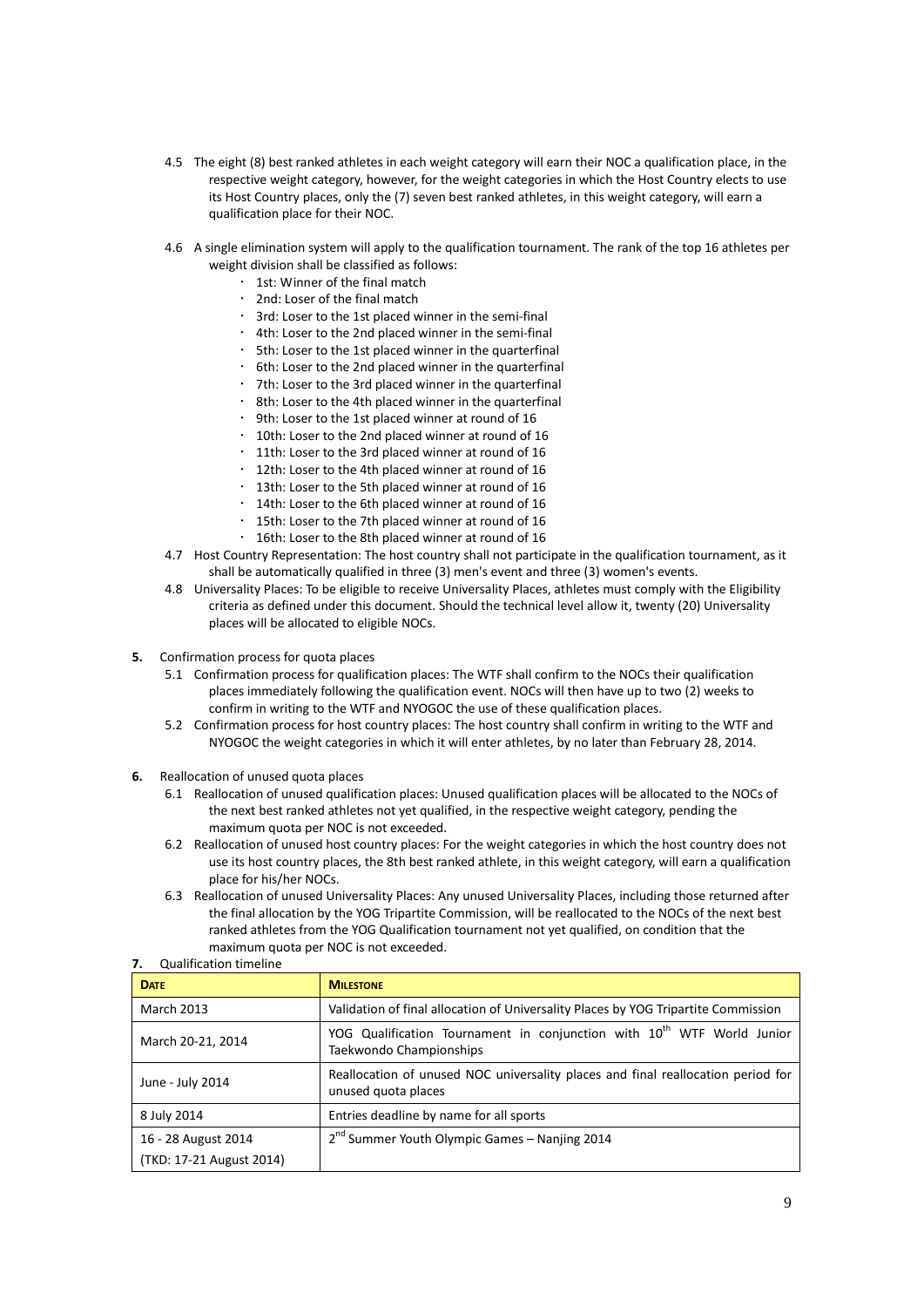4.5 The eight (8) best ranked athletes in each weight category will earn their NOC a qualification place, in the respective weight category, however, for the weight categories in which the Host Country elects to use its Host Country places, only the (7) seven best ranked athletes, in this weight category, will earn a qualification place for their NOC.

4.6 A single elimination system will apply to the qualification tournament. The rank of the top 16 athletes per weight division shall be classified as follows:

- 1st: Winner of the final match
- 2nd: Loser of the final match
- 3rd: Loser to the 1st placed winner in the semi-final
- 4th: Loser to the 2nd placed winner in the semi-final
- 5th: Loser to the 1st placed winner in the quarterfinal
- 6th: Loser to the 2nd placed winner in the quarterfinal
- 7th: Loser to the 3rd placed winner in the quarterfinal
- 8th: Loser to the 4th placed winner in the quarterfinal
- 9th: Loser to the 1st placed winner at round of 16
- 10th: Loser to the 2nd placed winner at round of 16
- 11th: Loser to the 3rd placed winner at round of 16
- 12th: Loser to the 4th placed winner at round of 16
- 13th: Loser to the 5th placed winner at round of 16
- 14th: Loser to the 6th placed winner at round of 16
- 15th: Loser to the 7th placed winner at round of 16
- 16th: Loser to the 8th placed winner at round of 16

4.7 Host Country Representation: The host country shall not participate in the qualification tournament, as it shall be automatically qualified in three (3) men's event and three (3) women's events.

4.8 Universality Places: To be eligible to receive Universality Places, athletes must comply with the Eligibility criteria as defined under this document. Should the technical level allow it, twenty (20) Universality places will be allocated to eligible NOCs.

**5.** Confirmation process for quota places

5.1 Confirmation process for qualification places: The WTF shall confirm to the NOCs their qualification places immediately following the qualification event. NOCs will then have up to two (2) weeks to confirm in writing to the WTF and NYOGOC the use of these qualification places.

5.2 Confirmation process for host country places: The host country shall confirm in writing to the WTF and NYOGOC the weight categories in which it will enter athletes, by no later than February 28, 2014.

**6.** Reallocation of unused quota places

6.1 Reallocation of unused qualification places: Unused qualification places will be allocated to the NOCs of the next best ranked athletes not yet qualified, in the respective weight category, pending the maximum quota per NOC is not exceeded.

6.2 Reallocation of unused host country places: For the weight categories in which the host country does not use its host country places, the 8th best ranked athlete, in this weight category, will earn a qualification place for his/her NOCs.

6.3 Reallocation of unused Universality Places: Any unused Universality Places, including those returned after the final allocation by the YOG Tripartite Commission, will be reallocated to the NOCs of the next best ranked athletes from the YOG Qualification tournament not yet qualified, on condition that the maximum quota per NOC is not exceeded.

**7.** Qualification timeline

| DATE | MILESTONE |
|---|---|
| March 2013 | Validation of final allocation of Universality Places by YOG Tripartite Commission |
| March 20-21, 2014 | YOG Qualification Tournament in conjunction with 10th WTF World Junior Taekwondo Championships |
| June - July 2014 | Reallocation of unused NOC universality places and final reallocation period for unused quota places |
| 8 July 2014 | Entries deadline by name for all sports |
| 16 - 28 August 2014 (TKD: 17-21 August 2014) | 2nd Summer Youth Olympic Games – Nanjing 2014 |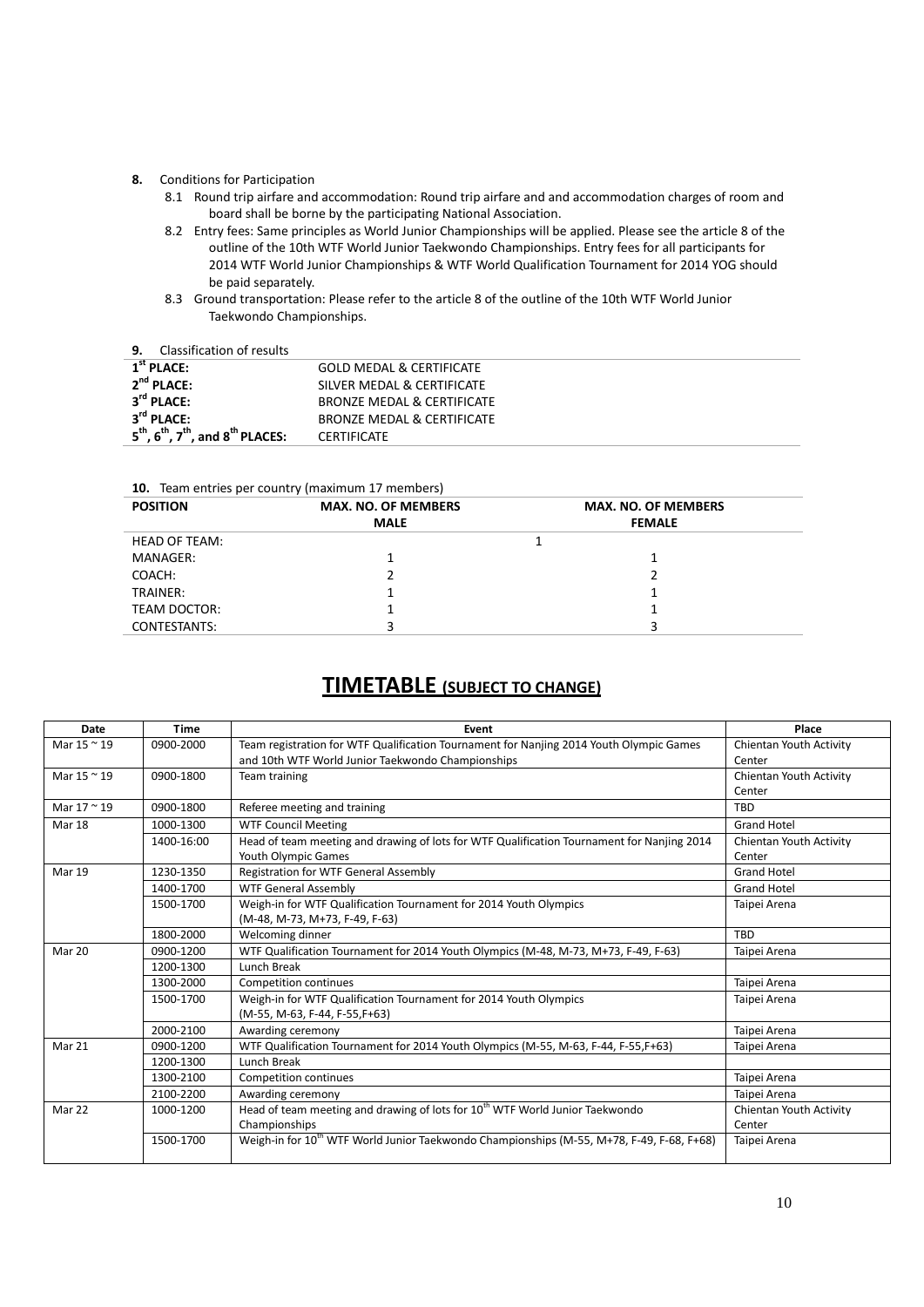**8.** Conditions for Participation

8.1 Round trip airfare and accommodation: Round trip airfare and and accommodation charges of room and board shall be borne by the participating National Association.

8.2 Entry fees: Same principles as World Junior Championships will be applied. Please see the article 8 of the outline of the 10th WTF World Junior Taekwondo Championships. Entry fees for all participants for 2014 WTF World Junior Championships & WTF World Qualification Tournament for 2014 YOG should be paid separately.

8.3 Ground transportation: Please refer to the article 8 of the outline of the 10th WTF World Junior Taekwondo Championships.

**9.** Classification of results

| | |
|---|---|
| **1st PLACE:** | GOLD MEDAL & CERTIFICATE |
| **2nd PLACE:** | SILVER MEDAL & CERTIFICATE |
| **3rd PLACE:** | BRONZE MEDAL & CERTIFICATE |
| **3rd PLACE:** | BRONZE MEDAL & CERTIFICATE |
| **5th, 6th, 7th, and 8th PLACES:** | CERTIFICATE |

**10.** Team entries per country (maximum 17 members)

| POSITION | MAX. NO. OF MEMBERS MALE | MAX. NO. OF MEMBERS FEMALE |
|---|---|---|
| HEAD OF TEAM: | 1 | |
| MANAGER: | 1 | 1 |
| COACH: | 2 | 2 |
| TRAINER: | 1 | 1 |
| TEAM DOCTOR: | 1 | 1 |
| CONTESTANTS: | 3 | 3 |

## TIMETABLE (SUBJECT TO CHANGE)

| Date | Time | Event | Place |
|---|---|---|---|
| Mar 15 ~ 19 | 0900-2000 | Team registration for WTF Qualification Tournament for Nanjing 2014 Youth Olympic Games and 10th WTF World Junior Taekwondo Championships | Chientan Youth Activity Center |
| Mar 15 ~ 19 | 0900-1800 | Team training | Chientan Youth Activity Center |
| Mar 17 ~ 19 | 0900-1800 | Referee meeting and training | TBD |
| Mar 18 | 1000-1300 | WTF Council Meeting | Grand Hotel |
| | 1400-16:00 | Head of team meeting and drawing of lots for WTF Qualification Tournament for Nanjing 2014 Youth Olympic Games | Chientan Youth Activity Center |
| Mar 19 | 1230-1350 | Registration for WTF General Assembly | Grand Hotel |
| | 1400-1700 | WTF General Assembly | Grand Hotel |
| | 1500-1700 | Weigh-in for WTF Qualification Tournament for 2014 Youth Olympics (M-48, M-73, M+73, F-49, F-63) | Taipei Arena |
| | 1800-2000 | Welcoming dinner | TBD |
| Mar 20 | 0900-1200 | WTF Qualification Tournament for 2014 Youth Olympics (M-48, M-73, M+73, F-49, F-63) | Taipei Arena |
| | 1200-1300 | Lunch Break | |
| | 1300-2000 | Competition continues | Taipei Arena |
| | 1500-1700 | Weigh-in for WTF Qualification Tournament for 2014 Youth Olympics (M-55, M-63, F-44, F-55,F+63) | Taipei Arena |
| | 2000-2100 | Awarding ceremony | Taipei Arena |
| Mar 21 | 0900-1200 | WTF Qualification Tournament for 2014 Youth Olympics (M-55, M-63, F-44, F-55,F+63) | Taipei Arena |
| | 1200-1300 | Lunch Break | |
| | 1300-2100 | Competition continues | Taipei Arena |
| | 2100-2200 | Awarding ceremony | Taipei Arena |
| Mar 22 | 1000-1200 | Head of team meeting and drawing of lots for 10th WTF World Junior Taekwondo Championships | Chientan Youth Activity Center |
| | 1500-1700 | Weigh-in for 10th WTF World Junior Taekwondo Championships (M-55, M+78, F-49, F-68, F+68) | Taipei Arena |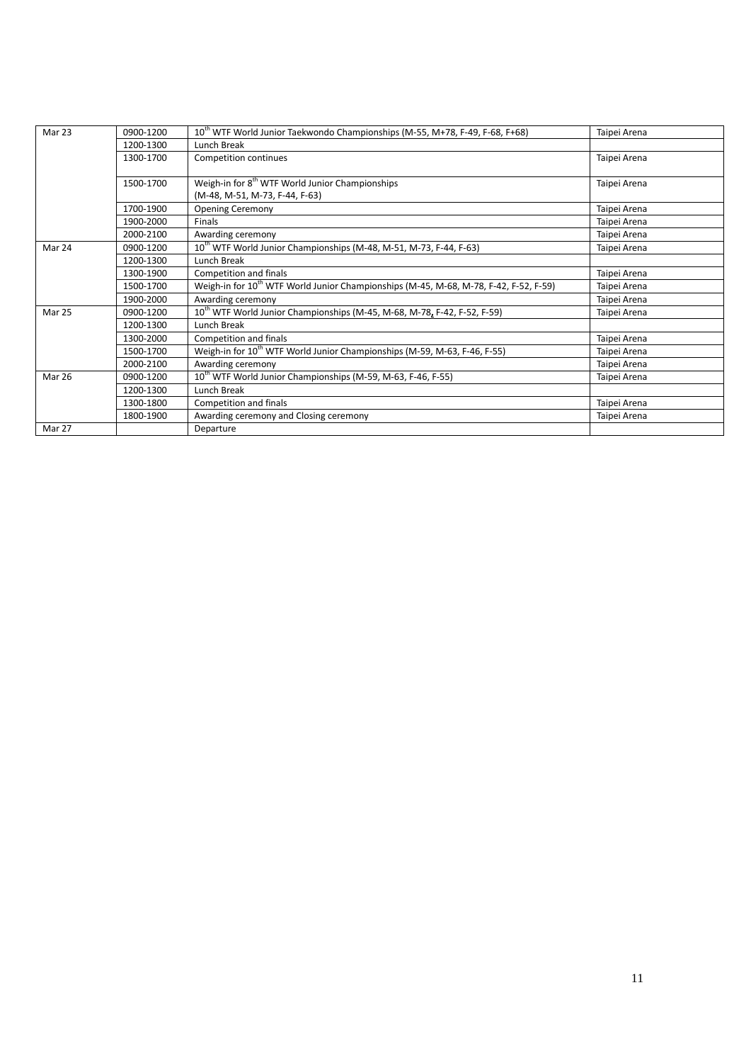| | | | |
|---|---|---|---|
| Mar 23 | 0900-1200 | 10th WTF World Junior Taekwondo Championships (M-55, M+78, F-49, F-68, F+68) | Taipei Arena |
| | 1200-1300 | Lunch Break | |
| | 1300-1700 | Competition continues | Taipei Arena |
| | 1500-1700 | Weigh-in for 8th WTF World Junior Championships (M-48, M-51, M-73, F-44, F-63) | Taipei Arena |
| | 1700-1900 | Opening Ceremony | Taipei Arena |
| | 1900-2000 | Finals | Taipei Arena |
| | 2000-2100 | Awarding ceremony | Taipei Arena |
| Mar 24 | 0900-1200 | 10th WTF World Junior Championships (M-48, M-51, M-73, F-44, F-63) | Taipei Arena |
| | 1200-1300 | Lunch Break | |
| | 1300-1900 | Competition and finals | Taipei Arena |
| | 1500-1700 | Weigh-in for 10th WTF World Junior Championships (M-45, M-68, M-78, F-42, F-52, F-59) | Taipei Arena |
| | 1900-2000 | Awarding ceremony | Taipei Arena |
| Mar 25 | 0900-1200 | 10th WTF World Junior Championships (M-45, M-68, M-78, F-42, F-52, F-59) | Taipei Arena |
| | 1200-1300 | Lunch Break | |
| | 1300-2000 | Competition and finals | Taipei Arena |
| | 1500-1700 | Weigh-in for 10th WTF World Junior Championships (M-59, M-63, F-46, F-55) | Taipei Arena |
| | 2000-2100 | Awarding ceremony | Taipei Arena |
| Mar 26 | 0900-1200 | 10th WTF World Junior Championships (M-59, M-63, F-46, F-55) | Taipei Arena |
| | 1200-1300 | Lunch Break | |
| | 1300-1800 | Competition and finals | Taipei Arena |
| | 1800-1900 | Awarding ceremony and Closing ceremony | Taipei Arena |
| Mar 27 | | Departure | |